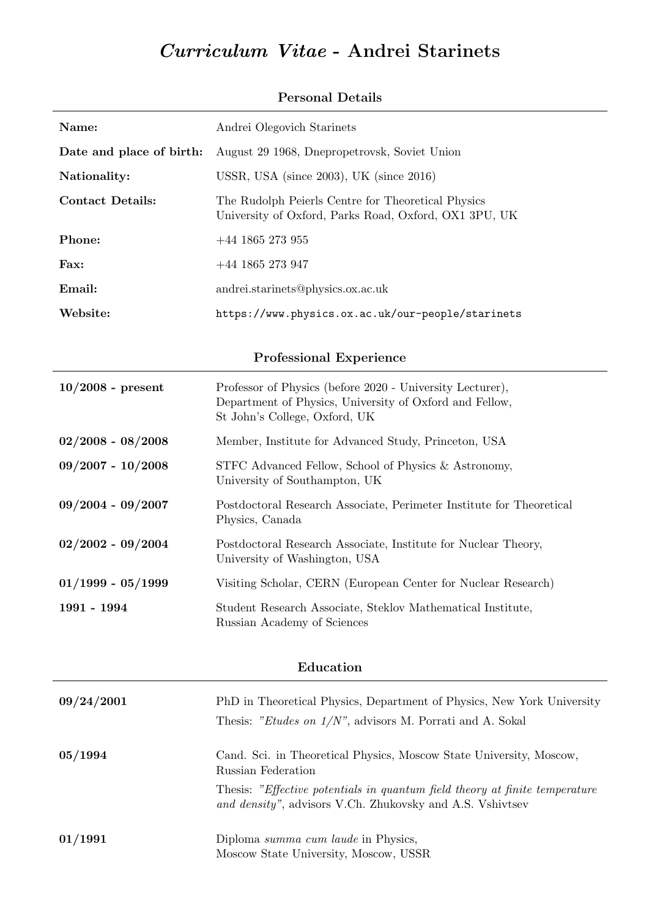# *Curriculum Vitae* - Andrei Starinets

## Personal Details

| | |
|---|---|
| **Name:** | Andrei Olegovich Starinets |
| **Date and place of birth:** | August 29 1968, Dnepropetrovsk, Soviet Union |
| **Nationality:** | USSR, USA (since 2003), UK (since 2016) |
| **Contact Details:** | The Rudolph Peierls Centre for Theoretical Physics<br>University of Oxford, Parks Road, Oxford, OX1 3PU, UK |
| **Phone:** | +44 1865 273 955 |
| **Fax:** | +44 1865 273 947 |
| **Email:** | andrei.starinets@physics.ox.ac.uk |
| **Website:** | https://www.physics.ox.ac.uk/our-people/starinets |

## Professional Experience

| | |
|---|---|
| **10/2008 - present** | Professor of Physics (before 2020 - University Lecturer), Department of Physics, University of Oxford and Fellow, St John's College, Oxford, UK |
| **02/2008 - 08/2008** | Member, Institute for Advanced Study, Princeton, USA |
| **09/2007 - 10/2008** | STFC Advanced Fellow, School of Physics & Astronomy, University of Southampton, UK |
| **09/2004 - 09/2007** | Postdoctoral Research Associate, Perimeter Institute for Theoretical Physics, Canada |
| **02/2002 - 09/2004** | Postdoctoral Research Associate, Institute for Nuclear Theory, University of Washington, USA |
| **01/1999 - 05/1999** | Visiting Scholar, CERN (European Center for Nuclear Research) |
| **1991 - 1994** | Student Research Associate, Steklov Mathematical Institute, Russian Academy of Sciences |

## Education

| | |
|---|---|
| **09/24/2001** | PhD in Theoretical Physics, Department of Physics, New York University<br>Thesis: *"Etudes on 1/N"*, advisors M. Porrati and A. Sokal |
| **05/1994** | Cand. Sci. in Theoretical Physics, Moscow State University, Moscow, Russian Federation<br>Thesis: *"Effective potentials in quantum field theory at finite temperature and density"*, advisors V.Ch. Zhukovsky and A.S. Vshivtsev |
| **01/1991** | Diploma *summa cum laude* in Physics,<br>Moscow State University, Moscow, USSR |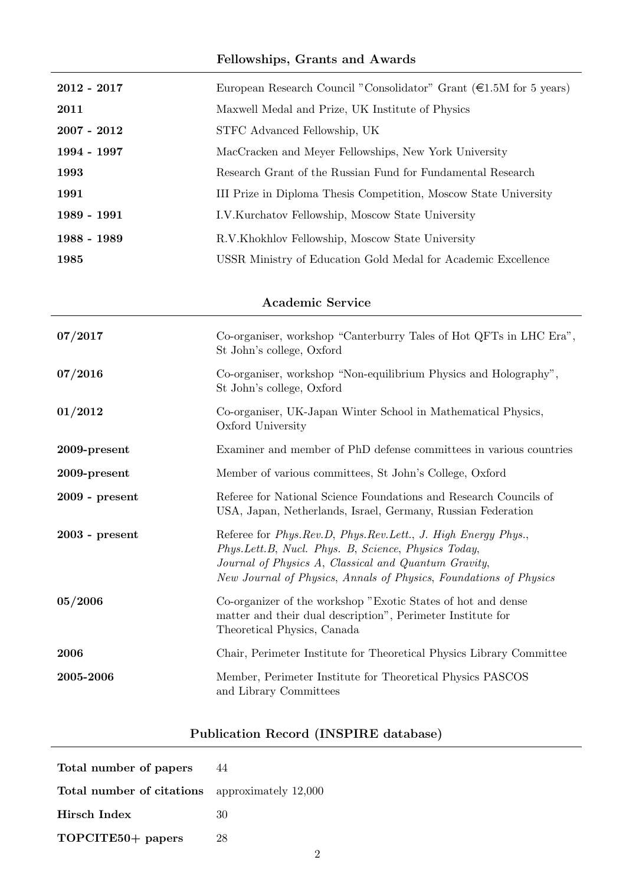## Fellowships, Grants and Awards

| | |
|---|---|
| **2012 - 2017** | European Research Council "Consolidator" Grant (€1.5M for 5 years) |
| **2011** | Maxwell Medal and Prize, UK Institute of Physics |
| **2007 - 2012** | STFC Advanced Fellowship, UK |
| **1994 - 1997** | MacCracken and Meyer Fellowships, New York University |
| **1993** | Research Grant of the Russian Fund for Fundamental Research |
| **1991** | III Prize in Diploma Thesis Competition, Moscow State University |
| **1989 - 1991** | I.V.Kurchatov Fellowship, Moscow State University |
| **1988 - 1989** | R.V.Khokhlov Fellowship, Moscow State University |
| **1985** | USSR Ministry of Education Gold Medal for Academic Excellence |

## Academic Service

| | |
|---|---|
| **07/2017** | Co-organiser, workshop "Canterburry Tales of Hot QFTs in LHC Era", St John's college, Oxford |
| **07/2016** | Co-organiser, workshop "Non-equilibrium Physics and Holography", St John's college, Oxford |
| **01/2012** | Co-organiser, UK-Japan Winter School in Mathematical Physics, Oxford University |
| **2009-present** | Examiner and member of PhD defense committees in various countries |
| **2009-present** | Member of various committees, St John's College, Oxford |
| **2009 - present** | Referee for National Science Foundations and Research Councils of USA, Japan, Netherlands, Israel, Germany, Russian Federation |
| **2003 - present** | Referee for *Phys.Rev.D*, *Phys.Rev.Lett.*, *J. High Energy Phys.*, *Phys.Lett.B*, *Nucl. Phys. B*, *Science*, *Physics Today*, *Journal of Physics A*, *Classical and Quantum Gravity*, *New Journal of Physics*, *Annals of Physics*, *Foundations of Physics* |
| **05/2006** | Co-organizer of the workshop "Exotic States of hot and dense matter and their dual description", Perimeter Institute for Theoretical Physics, Canada |
| **2006** | Chair, Perimeter Institute for Theoretical Physics Library Committee |
| **2005-2006** | Member, Perimeter Institute for Theoretical Physics PASCOS and Library Committees |

## Publication Record (INSPIRE database)

| | |
|---|---|
| **Total number of papers** | 44 |
| **Total number of citations** | approximately 12,000 |
| **Hirsch Index** | 30 |
| **TOPCITE50+ papers** | 28 |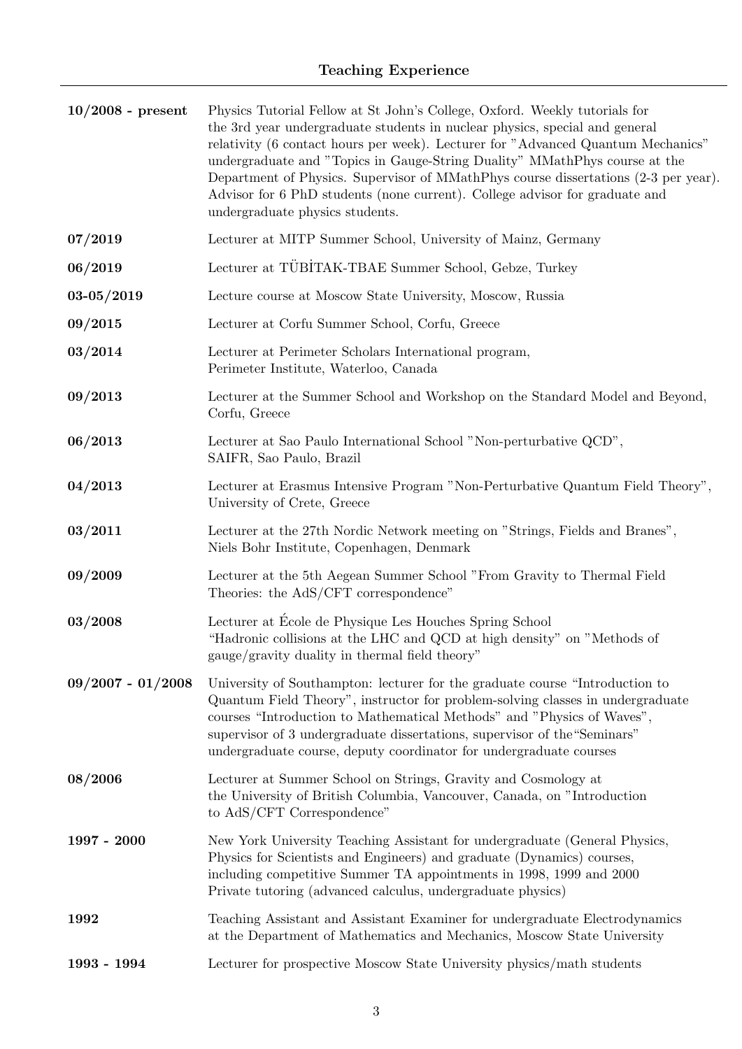## Teaching Experience

**10/2008 - present** Physics Tutorial Fellow at St John's College, Oxford. Weekly tutorials for the 3rd year undergraduate students in nuclear physics, special and general relativity (6 contact hours per week). Lecturer for "Advanced Quantum Mechanics" undergraduate and "Topics in Gauge-String Duality" MMathPhys course at the Department of Physics. Supervisor of MMathPhys course dissertations (2-3 per year). Advisor for 6 PhD students (none current). College advisor for graduate and undergraduate physics students.

**07/2019** Lecturer at MITP Summer School, University of Mainz, Germany

**06/2019** Lecturer at TÜBİTAK-TBAE Summer School, Gebze, Turkey

**03-05/2019** Lecture course at Moscow State University, Moscow, Russia

**09/2015** Lecturer at Corfu Summer School, Corfu, Greece

**03/2014** Lecturer at Perimeter Scholars International program, Perimeter Institute, Waterloo, Canada

**09/2013** Lecturer at the Summer School and Workshop on the Standard Model and Beyond, Corfu, Greece

**06/2013** Lecturer at Sao Paulo International School "Non-perturbative QCD", SAIFR, Sao Paulo, Brazil

**04/2013** Lecturer at Erasmus Intensive Program "Non-Perturbative Quantum Field Theory", University of Crete, Greece

**03/2011** Lecturer at the 27th Nordic Network meeting on "Strings, Fields and Branes", Niels Bohr Institute, Copenhagen, Denmark

**09/2009** Lecturer at the 5th Aegean Summer School "From Gravity to Thermal Field Theories: the AdS/CFT correspondence"

**03/2008** Lecturer at École de Physique Les Houches Spring School "Hadronic collisions at the LHC and QCD at high density" on "Methods of gauge/gravity duality in thermal field theory"

**09/2007 - 01/2008** University of Southampton: lecturer for the graduate course "Introduction to Quantum Field Theory", instructor for problem-solving classes in undergraduate courses "Introduction to Mathematical Methods" and "Physics of Waves", supervisor of 3 undergraduate dissertations, supervisor of the "Seminars" undergraduate course, deputy coordinator for undergraduate courses

**08/2006** Lecturer at Summer School on Strings, Gravity and Cosmology at the University of British Columbia, Vancouver, Canada, on "Introduction to AdS/CFT Correspondence"

**1997 - 2000** New York University Teaching Assistant for undergraduate (General Physics, Physics for Scientists and Engineers) and graduate (Dynamics) courses, including competitive Summer TA appointments in 1998, 1999 and 2000
Private tutoring (advanced calculus, undergraduate physics)

**1992** Teaching Assistant and Assistant Examiner for undergraduate Electrodynamics at the Department of Mathematics and Mechanics, Moscow State University

**1993 - 1994** Lecturer for prospective Moscow State University physics/math students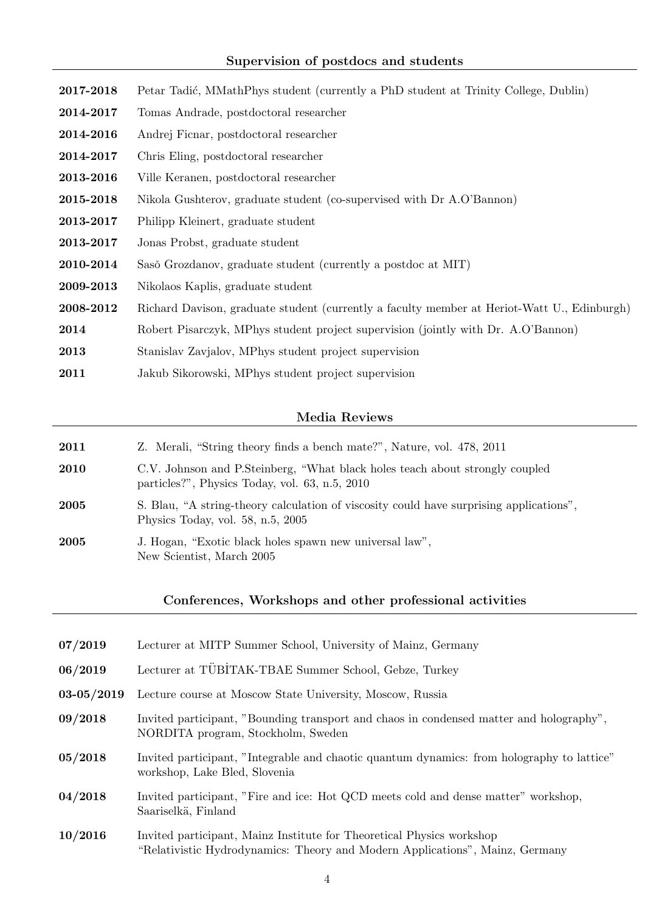## Supervision of postdocs and students

**2017-2018** Petar Tadić, MMathPhys student (currently a PhD student at Trinity College, Dublin)

**2014-2017** Tomas Andrade, postdoctoral researcher

**2014-2016** Andrej Ficnar, postdoctoral researcher

**2014-2017** Chris Eling, postdoctoral researcher

**2013-2016** Ville Keranen, postdoctoral researcher

**2015-2018** Nikola Gushterov, graduate student (co-supervised with Dr A.O'Bannon)

**2013-2017** Philipp Kleinert, graduate student

**2013-2017** Jonas Probst, graduate student

**2010-2014** Sasŏ Grozdanov, graduate student (currently a postdoc at MIT)

**2009-2013** Nikolaos Kaplis, graduate student

**2008-2012** Richard Davison, graduate student (currently a faculty member at Heriot-Watt U., Edinburgh)

**2014** Robert Pisarczyk, MPhys student project supervision (jointly with Dr. A.O'Bannon)

**2013** Stanislav Zavjalov, MPhys student project supervision

**2011** Jakub Sikorowski, MPhys student project supervision

## Media Reviews

**2011** Z. Merali, "String theory finds a bench mate?", Nature, vol. 478, 2011

**2010** C.V. Johnson and P.Steinberg, "What black holes teach about strongly coupled particles?", Physics Today, vol. 63, n.5, 2010

**2005** S. Blau, "A string-theory calculation of viscosity could have surprising applications", Physics Today, vol. 58, n.5, 2005

**2005** J. Hogan, "Exotic black holes spawn new universal law", New Scientist, March 2005

## Conferences, Workshops and other professional activities

**07/2019** Lecturer at MITP Summer School, University of Mainz, Germany

**06/2019** Lecturer at TÜBİTAK-TBAE Summer School, Gebze, Turkey

**03-05/2019** Lecture course at Moscow State University, Moscow, Russia

**09/2018** Invited participant, "Bounding transport and chaos in condensed matter and holography", NORDITA program, Stockholm, Sweden

**05/2018** Invited participant, "Integrable and chaotic quantum dynamics: from holography to lattice" workshop, Lake Bled, Slovenia

**04/2018** Invited participant, "Fire and ice: Hot QCD meets cold and dense matter" workshop, Saariselkä, Finland

**10/2016** Invited participant, Mainz Institute for Theoretical Physics workshop "Relativistic Hydrodynamics: Theory and Modern Applications", Mainz, Germany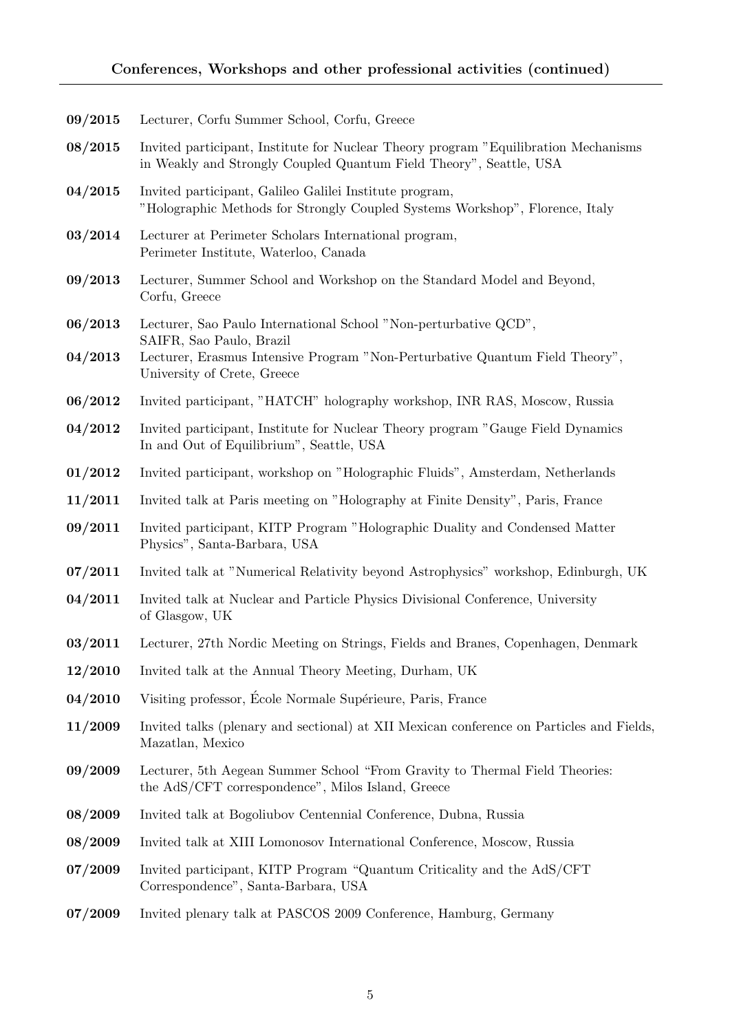## Conferences, Workshops and other professional activities (continued)

**09/2015** Lecturer, Corfu Summer School, Corfu, Greece

**08/2015** Invited participant, Institute for Nuclear Theory program "Equilibration Mechanisms in Weakly and Strongly Coupled Quantum Field Theory", Seattle, USA

**04/2015** Invited participant, Galileo Galilei Institute program, "Holographic Methods for Strongly Coupled Systems Workshop", Florence, Italy

**03/2014** Lecturer at Perimeter Scholars International program, Perimeter Institute, Waterloo, Canada

**09/2013** Lecturer, Summer School and Workshop on the Standard Model and Beyond, Corfu, Greece

**06/2013** Lecturer, Sao Paulo International School "Non-perturbative QCD", SAIFR, Sao Paulo, Brazil

**04/2013** Lecturer, Erasmus Intensive Program "Non-Perturbative Quantum Field Theory", University of Crete, Greece

**06/2012** Invited participant, "HATCH" holography workshop, INR RAS, Moscow, Russia

**04/2012** Invited participant, Institute for Nuclear Theory program "Gauge Field Dynamics In and Out of Equilibrium", Seattle, USA

**01/2012** Invited participant, workshop on "Holographic Fluids", Amsterdam, Netherlands

**11/2011** Invited talk at Paris meeting on "Holography at Finite Density", Paris, France

**09/2011** Invited participant, KITP Program "Holographic Duality and Condensed Matter Physics", Santa-Barbara, USA

**07/2011** Invited talk at "Numerical Relativity beyond Astrophysics" workshop, Edinburgh, UK

**04/2011** Invited talk at Nuclear and Particle Physics Divisional Conference, University of Glasgow, UK

**03/2011** Lecturer, 27th Nordic Meeting on Strings, Fields and Branes, Copenhagen, Denmark

**12/2010** Invited talk at the Annual Theory Meeting, Durham, UK

**04/2010** Visiting professor, École Normale Supérieure, Paris, France

**11/2009** Invited talks (plenary and sectional) at XII Mexican conference on Particles and Fields, Mazatlan, Mexico

**09/2009** Lecturer, 5th Aegean Summer School "From Gravity to Thermal Field Theories: the AdS/CFT correspondence", Milos Island, Greece

**08/2009** Invited talk at Bogoliubov Centennial Conference, Dubna, Russia

**08/2009** Invited talk at XIII Lomonosov International Conference, Moscow, Russia

**07/2009** Invited participant, KITP Program "Quantum Criticality and the AdS/CFT Correspondence", Santa-Barbara, USA

**07/2009** Invited plenary talk at PASCOS 2009 Conference, Hamburg, Germany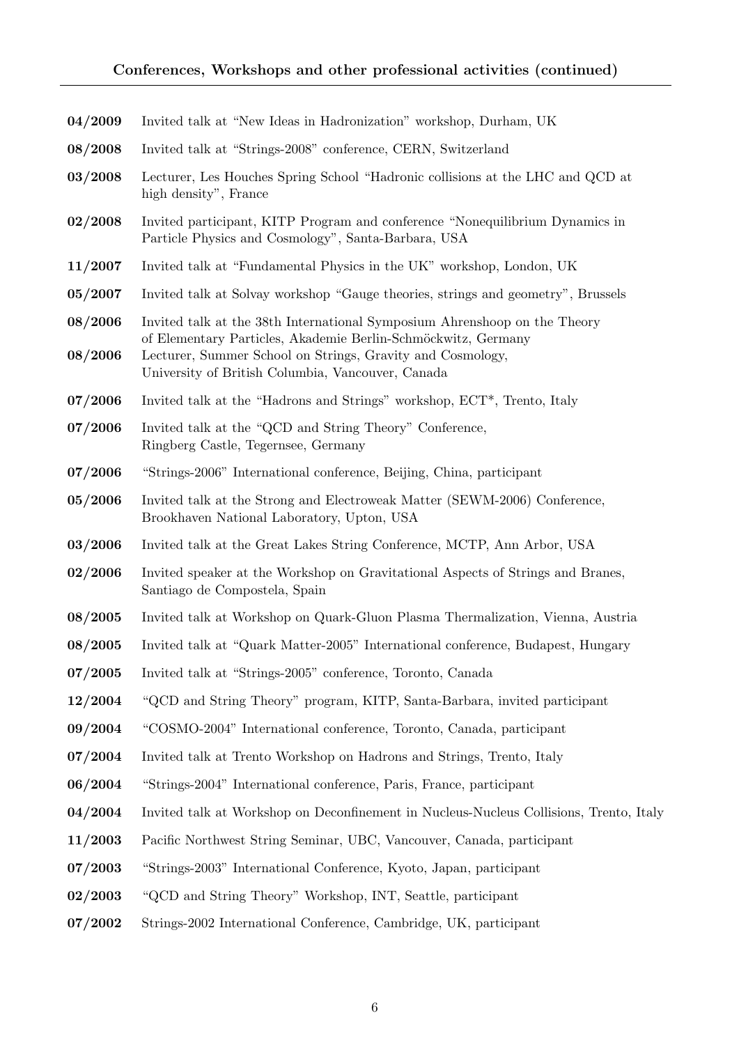## Conferences, Workshops and other professional activities (continued)

**04/2009** Invited talk at "New Ideas in Hadronization" workshop, Durham, UK

**08/2008** Invited talk at "Strings-2008" conference, CERN, Switzerland

**03/2008** Lecturer, Les Houches Spring School "Hadronic collisions at the LHC and QCD at high density", France

**02/2008** Invited participant, KITP Program and conference "Nonequilibrium Dynamics in Particle Physics and Cosmology", Santa-Barbara, USA

**11/2007** Invited talk at "Fundamental Physics in the UK" workshop, London, UK

**05/2007** Invited talk at Solvay workshop "Gauge theories, strings and geometry", Brussels

**08/2006** Invited talk at the 38th International Symposium Ahrenshoop on the Theory of Elementary Particles, Akademie Berlin-Schmöckwitz, Germany

**08/2006** Lecturer, Summer School on Strings, Gravity and Cosmology, University of British Columbia, Vancouver, Canada

**07/2006** Invited talk at the "Hadrons and Strings" workshop, ECT*, Trento, Italy

**07/2006** Invited talk at the "QCD and String Theory" Conference, Ringberg Castle, Tegernsee, Germany

**07/2006** "Strings-2006" International conference, Beijing, China, participant

**05/2006** Invited talk at the Strong and Electroweak Matter (SEWM-2006) Conference, Brookhaven National Laboratory, Upton, USA

**03/2006** Invited talk at the Great Lakes String Conference, MCTP, Ann Arbor, USA

**02/2006** Invited speaker at the Workshop on Gravitational Aspects of Strings and Branes, Santiago de Compostela, Spain

**08/2005** Invited talk at Workshop on Quark-Gluon Plasma Thermalization, Vienna, Austria

**08/2005** Invited talk at "Quark Matter-2005" International conference, Budapest, Hungary

**07/2005** Invited talk at "Strings-2005" conference, Toronto, Canada

**12/2004** "QCD and String Theory" program, KITP, Santa-Barbara, invited participant

**09/2004** "COSMO-2004" International conference, Toronto, Canada, participant

**07/2004** Invited talk at Trento Workshop on Hadrons and Strings, Trento, Italy

**06/2004** "Strings-2004" International conference, Paris, France, participant

**04/2004** Invited talk at Workshop on Deconfinement in Nucleus-Nucleus Collisions, Trento, Italy

**11/2003** Pacific Northwest String Seminar, UBC, Vancouver, Canada, participant

**07/2003** "Strings-2003" International Conference, Kyoto, Japan, participant

**02/2003** "QCD and String Theory" Workshop, INT, Seattle, participant

**07/2002** Strings-2002 International Conference, Cambridge, UK, participant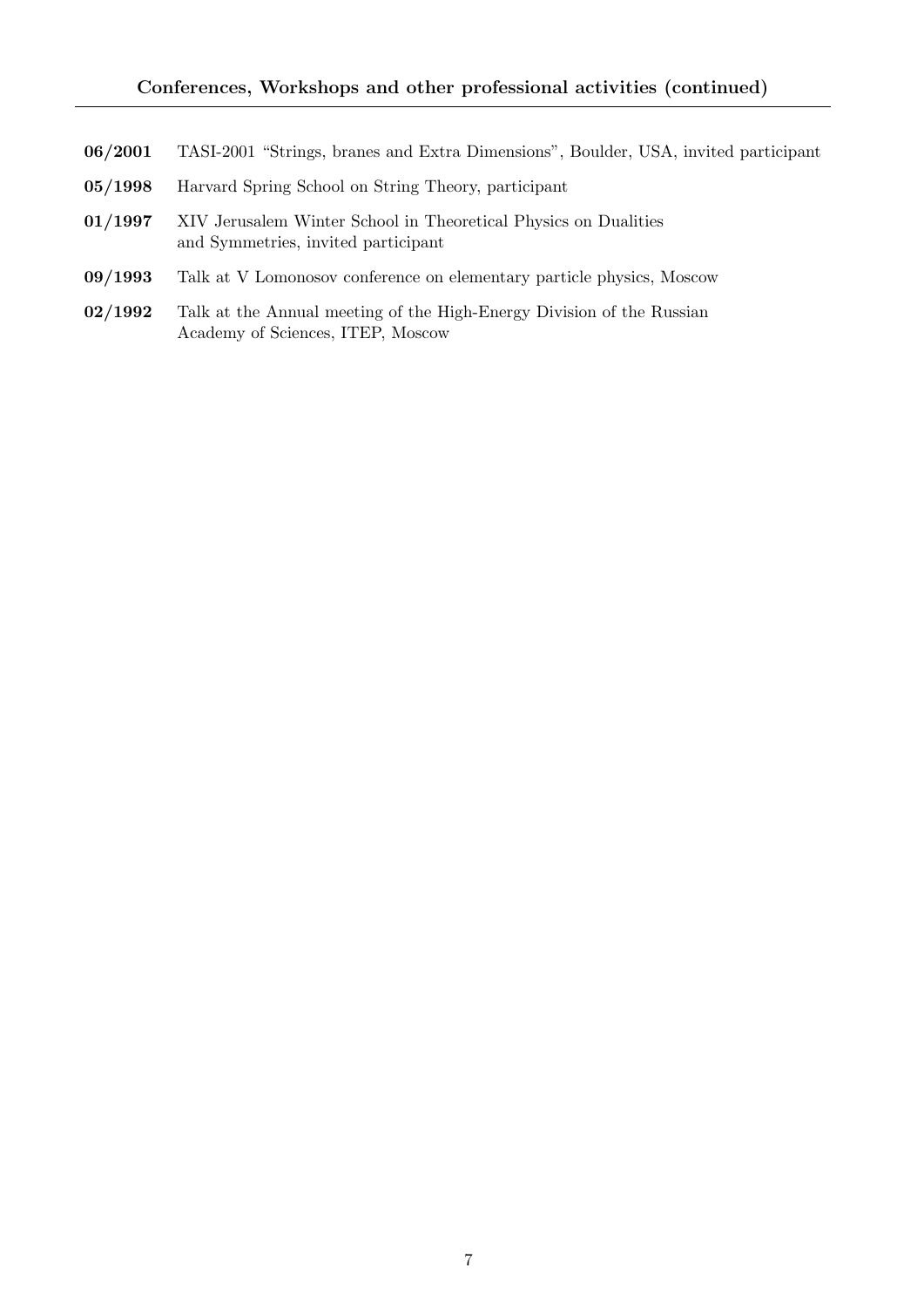### Conferences, Workshops and other professional activities (continued)

**06/2001** TASI-2001 “Strings, branes and Extra Dimensions”, Boulder, USA, invited participant

**05/1998** Harvard Spring School on String Theory, participant

**01/1997** XIV Jerusalem Winter School in Theoretical Physics on Dualities and Symmetries, invited participant

**09/1993** Talk at V Lomonosov conference on elementary particle physics, Moscow

**02/1992** Talk at the Annual meeting of the High-Energy Division of the Russian Academy of Sciences, ITEP, Moscow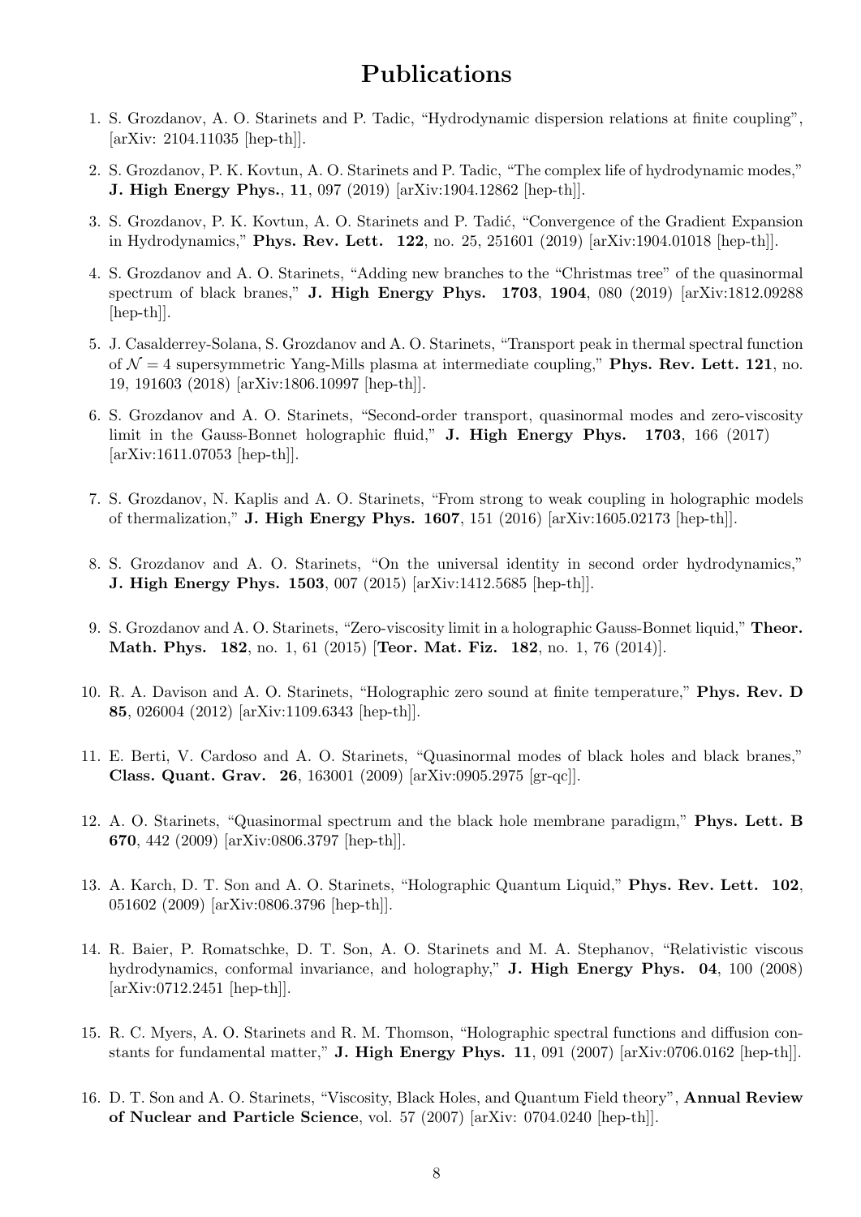# Publications

1. S. Grozdanov, A. O. Starinets and P. Tadic, “Hydrodynamic dispersion relations at finite coupling”, [arXiv: 2104.11035 [hep-th]].

2. S. Grozdanov, P. K. Kovtun, A. O. Starinets and P. Tadic, “The complex life of hydrodynamic modes,” **J. High Energy Phys.**, **11**, 097 (2019) [arXiv:1904.12862 [hep-th]].

3. S. Grozdanov, P. K. Kovtun, A. O. Starinets and P. Tadić, “Convergence of the Gradient Expansion in Hydrodynamics,” **Phys. Rev. Lett. 122**, no. 25, 251601 (2019) [arXiv:1904.01018 [hep-th]].

4. S. Grozdanov and A. O. Starinets, “Adding new branches to the “Christmas tree” of the quasinormal spectrum of black branes,” **J. High Energy Phys. 1703**, **1904**, 080 (2019) [arXiv:1812.09288 [hep-th]].

5. J. Casalderrey-Solana, S. Grozdanov and A. O. Starinets, “Transport peak in thermal spectral function of $\mathcal{N} = 4$ supersymmetric Yang-Mills plasma at intermediate coupling,” **Phys. Rev. Lett. 121**, no. 19, 191603 (2018) [arXiv:1806.10997 [hep-th]].

6. S. Grozdanov and A. O. Starinets, “Second-order transport, quasinormal modes and zero-viscosity limit in the Gauss-Bonnet holographic fluid,” **J. High Energy Phys. 1703**, 166 (2017) [arXiv:1611.07053 [hep-th]].

7. S. Grozdanov, N. Kaplis and A. O. Starinets, “From strong to weak coupling in holographic models of thermalization,” **J. High Energy Phys. 1607**, 151 (2016) [arXiv:1605.02173 [hep-th]].

8. S. Grozdanov and A. O. Starinets, “On the universal identity in second order hydrodynamics,” **J. High Energy Phys. 1503**, 007 (2015) [arXiv:1412.5685 [hep-th]].

9. S. Grozdanov and A. O. Starinets, “Zero-viscosity limit in a holographic Gauss-Bonnet liquid,” **Theor. Math. Phys. 182**, no. 1, 61 (2015) [**Teor. Mat. Fiz. 182**, no. 1, 76 (2014)].

10. R. A. Davison and A. O. Starinets, “Holographic zero sound at finite temperature,” **Phys. Rev. D 85**, 026004 (2012) [arXiv:1109.6343 [hep-th]].

11. E. Berti, V. Cardoso and A. O. Starinets, “Quasinormal modes of black holes and black branes,” **Class. Quant. Grav. 26**, 163001 (2009) [arXiv:0905.2975 [gr-qc]].

12. A. O. Starinets, “Quasinormal spectrum and the black hole membrane paradigm,” **Phys. Lett. B 670**, 442 (2009) [arXiv:0806.3797 [hep-th]].

13. A. Karch, D. T. Son and A. O. Starinets, “Holographic Quantum Liquid,” **Phys. Rev. Lett. 102**, 051602 (2009) [arXiv:0806.3796 [hep-th]].

14. R. Baier, P. Romatschke, D. T. Son, A. O. Starinets and M. A. Stephanov, “Relativistic viscous hydrodynamics, conformal invariance, and holography,” **J. High Energy Phys. 04**, 100 (2008) [arXiv:0712.2451 [hep-th]].

15. R. C. Myers, A. O. Starinets and R. M. Thomson, “Holographic spectral functions and diffusion constants for fundamental matter,” **J. High Energy Phys. 11**, 091 (2007) [arXiv:0706.0162 [hep-th]].

16. D. T. Son and A. O. Starinets, “Viscosity, Black Holes, and Quantum Field theory”, **Annual Review of Nuclear and Particle Science**, vol. 57 (2007) [arXiv: 0704.0240 [hep-th]].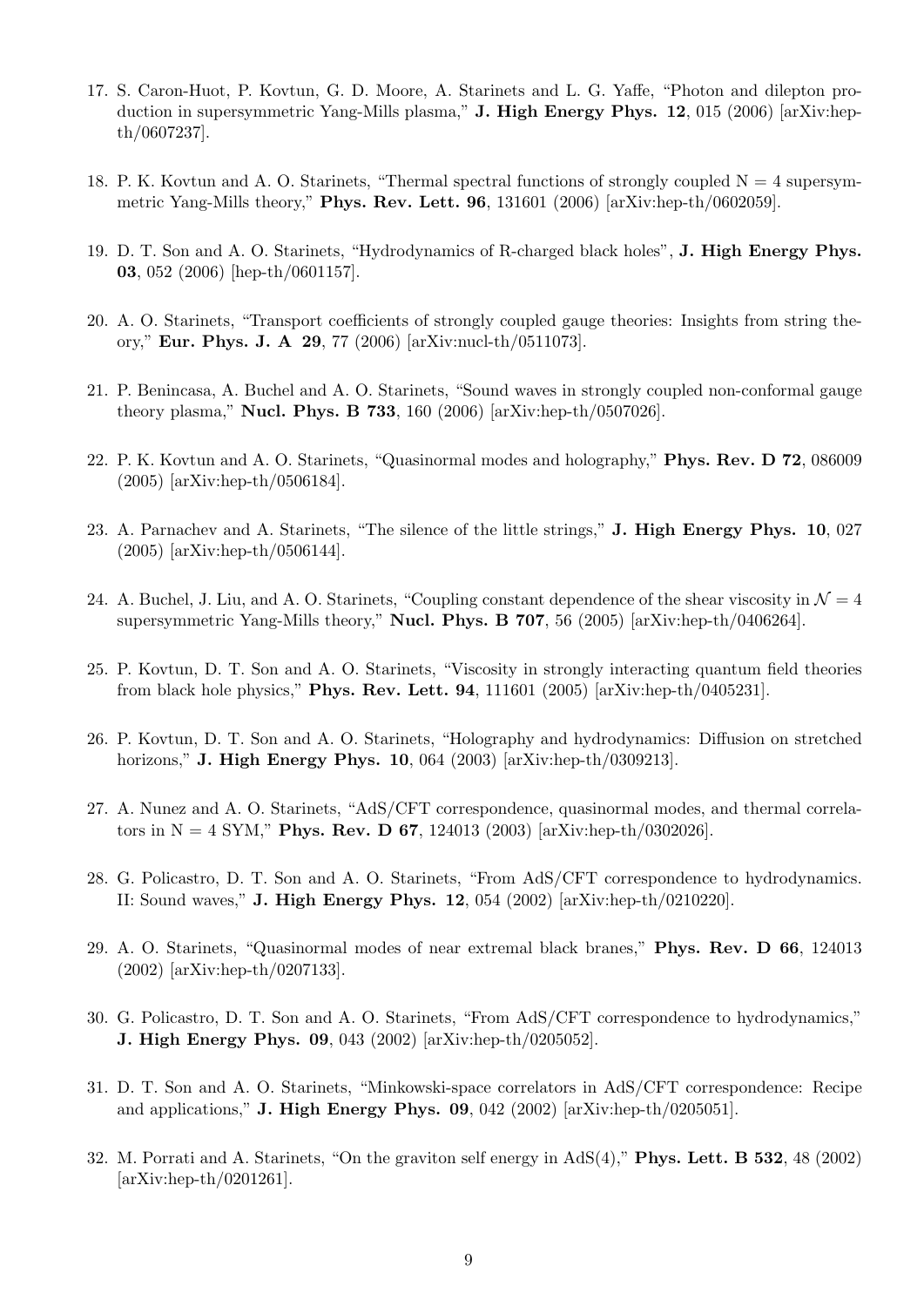17. S. Caron-Huot, P. Kovtun, G. D. Moore, A. Starinets and L. G. Yaffe, "Photon and dilepton production in supersymmetric Yang-Mills plasma," **J. High Energy Phys. 12**, 015 (2006) [arXiv:hep-th/0607237].

18. P. K. Kovtun and A. O. Starinets, "Thermal spectral functions of strongly coupled N = 4 supersymmetric Yang-Mills theory," **Phys. Rev. Lett. 96**, 131601 (2006) [arXiv:hep-th/0602059].

19. D. T. Son and A. O. Starinets, "Hydrodynamics of R-charged black holes", **J. High Energy Phys. 03**, 052 (2006) [hep-th/0601157].

20. A. O. Starinets, "Transport coefficients of strongly coupled gauge theories: Insights from string theory," **Eur. Phys. J. A 29**, 77 (2006) [arXiv:nucl-th/0511073].

21. P. Benincasa, A. Buchel and A. O. Starinets, "Sound waves in strongly coupled non-conformal gauge theory plasma," **Nucl. Phys. B 733**, 160 (2006) [arXiv:hep-th/0507026].

22. P. K. Kovtun and A. O. Starinets, "Quasinormal modes and holography," **Phys. Rev. D 72**, 086009 (2005) [arXiv:hep-th/0506184].

23. A. Parnachev and A. Starinets, "The silence of the little strings," **J. High Energy Phys. 10**, 027 (2005) [arXiv:hep-th/0506144].

24. A. Buchel, J. Liu, and A. O. Starinets, "Coupling constant dependence of the shear viscosity in $\mathcal{N} = 4$ supersymmetric Yang-Mills theory," **Nucl. Phys. B 707**, 56 (2005) [arXiv:hep-th/0406264].

25. P. Kovtun, D. T. Son and A. O. Starinets, "Viscosity in strongly interacting quantum field theories from black hole physics," **Phys. Rev. Lett. 94**, 111601 (2005) [arXiv:hep-th/0405231].

26. P. Kovtun, D. T. Son and A. O. Starinets, "Holography and hydrodynamics: Diffusion on stretched horizons," **J. High Energy Phys. 10**, 064 (2003) [arXiv:hep-th/0309213].

27. A. Nunez and A. O. Starinets, "AdS/CFT correspondence, quasinormal modes, and thermal correlators in N = 4 SYM," **Phys. Rev. D 67**, 124013 (2003) [arXiv:hep-th/0302026].

28. G. Policastro, D. T. Son and A. O. Starinets, "From AdS/CFT correspondence to hydrodynamics. II: Sound waves," **J. High Energy Phys. 12**, 054 (2002) [arXiv:hep-th/0210220].

29. A. O. Starinets, "Quasinormal modes of near extremal black branes," **Phys. Rev. D 66**, 124013 (2002) [arXiv:hep-th/0207133].

30. G. Policastro, D. T. Son and A. O. Starinets, "From AdS/CFT correspondence to hydrodynamics," **J. High Energy Phys. 09**, 043 (2002) [arXiv:hep-th/0205052].

31. D. T. Son and A. O. Starinets, "Minkowski-space correlators in AdS/CFT correspondence: Recipe and applications," **J. High Energy Phys. 09**, 042 (2002) [arXiv:hep-th/0205051].

32. M. Porrati and A. Starinets, "On the graviton self energy in AdS(4)," **Phys. Lett. B 532**, 48 (2002) [arXiv:hep-th/0201261].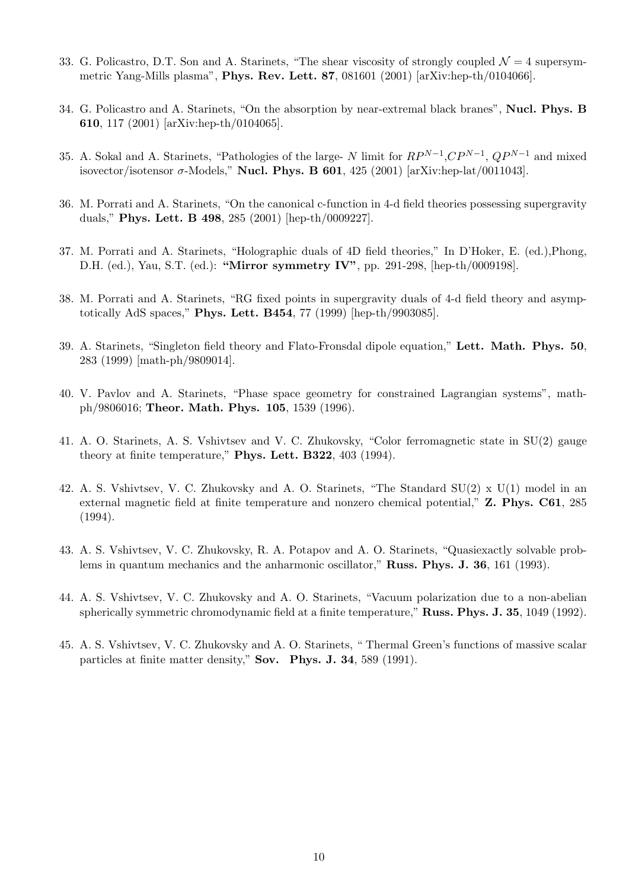33. G. Policastro, D.T. Son and A. Starinets, “The shear viscosity of strongly coupled $\mathcal{N} = 4$ supersymmetric Yang-Mills plasma”, **Phys. Rev. Lett. 87**, 081601 (2001) [arXiv:hep-th/0104066].

34. G. Policastro and A. Starinets, “On the absorption by near-extremal black branes”, **Nucl. Phys. B 610**, 117 (2001) [arXiv:hep-th/0104065].

35. A. Sokal and A. Starinets, “Pathologies of the large- $N$ limit for $RP^{N-1}$,$CP^{N-1}$, $QP^{N-1}$ and mixed isovector/isotensor $\sigma$-Models,” **Nucl. Phys. B 601**, 425 (2001) [arXiv:hep-lat/0011043].

36. M. Porrati and A. Starinets, “On the canonical c-function in 4-d field theories possessing supergravity duals,” **Phys. Lett. B 498**, 285 (2001) [hep-th/0009227].

37. M. Porrati and A. Starinets, “Holographic duals of 4D field theories,” In D'Hoker, E. (ed.),Phong, D.H. (ed.), Yau, S.T. (ed.): **“Mirror symmetry IV”**, pp. 291-298, [hep-th/0009198].

38. M. Porrati and A. Starinets, “RG fixed points in supergravity duals of 4-d field theory and asymptotically AdS spaces,” **Phys. Lett. B454**, 77 (1999) [hep-th/9903085].

39. A. Starinets, “Singleton field theory and Flato-Fronsdal dipole equation,” **Lett. Math. Phys. 50**, 283 (1999) [math-ph/9809014].

40. V. Pavlov and A. Starinets, “Phase space geometry for constrained Lagrangian systems”, math-ph/9806016; **Theor. Math. Phys. 105**, 1539 (1996).

41. A. O. Starinets, A. S. Vshivtsev and V. C. Zhukovsky, “Color ferromagnetic state in SU(2) gauge theory at finite temperature,” **Phys. Lett. B322**, 403 (1994).

42. A. S. Vshivtsev, V. C. Zhukovsky and A. O. Starinets, “The Standard SU(2) x U(1) model in an external magnetic field at finite temperature and nonzero chemical potential,” **Z. Phys. C61**, 285 (1994).

43. A. S. Vshivtsev, V. C. Zhukovsky, R. A. Potapov and A. O. Starinets, “Quasiexactly solvable problems in quantum mechanics and the anharmonic oscillator,” **Russ. Phys. J. 36**, 161 (1993).

44. A. S. Vshivtsev, V. C. Zhukovsky and A. O. Starinets, “Vacuum polarization due to a non-abelian spherically symmetric chromodynamic field at a finite temperature,” **Russ. Phys. J. 35**, 1049 (1992).

45. A. S. Vshivtsev, V. C. Zhukovsky and A. O. Starinets, “ Thermal Green's functions of massive scalar particles at finite matter density,” **Sov. Phys. J. 34**, 589 (1991).